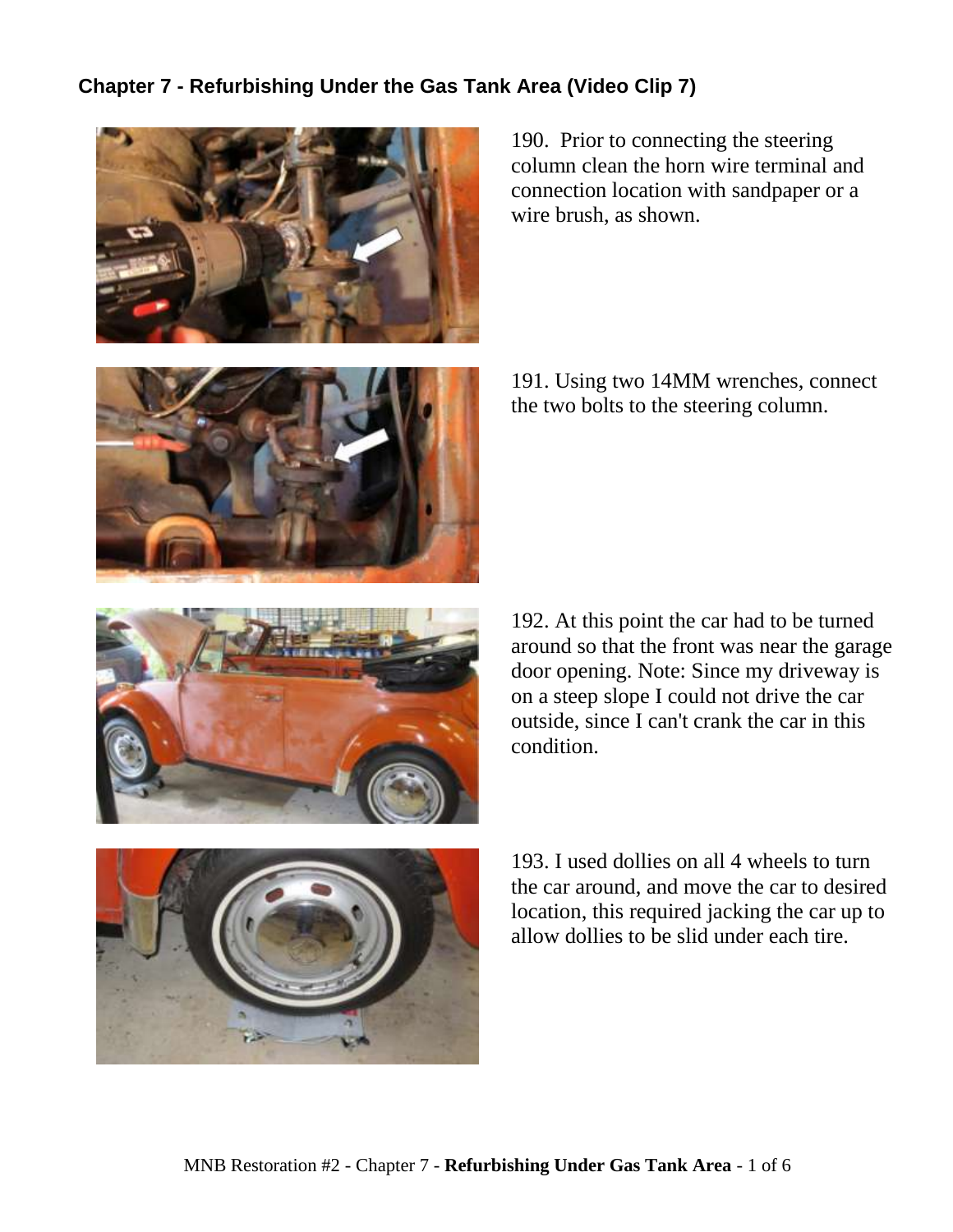## Chapter 7 - Refurbishing Under the Gas Tank Area (Video Clip 7)

190. Prior to connecting the steering column clean the horn wire terminal and connection location with sandpaper or a wire brush, as shown.

191. Using two 14MM wrenches, connect the two bolts to the steering column.

192. At this point the car had to be turned around so that the front was near the garage door opening. Note: Since my driveway is on a steep slope I could not drive the car outside, since I can't crank the car in this condition.

193. I used dollies on all 4 wheels to turn the car around, and move the car to desired location, this required jacking the car up to allow dollies to be slid under each tire.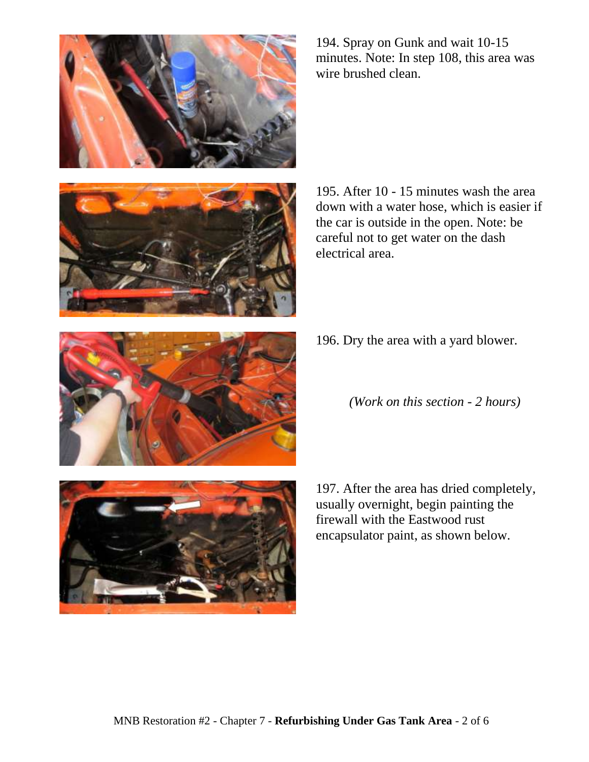194. Spray on Gunk and wait 10-15 minutes. Note: In step 108, this area was wire brushed clean.

195. After 10 - 15 minutes wash the area down with a water hose, which is easier if the car is outside in the open. Note: be careful not to get water on the dash electrical area.

196. Dry the area with a yard blower.

*(Work on this section - 2 hours)*

197. After the area has dried completely, usually overnight, begin painting the firewall with the Eastwood rust encapsulator paint, as shown below.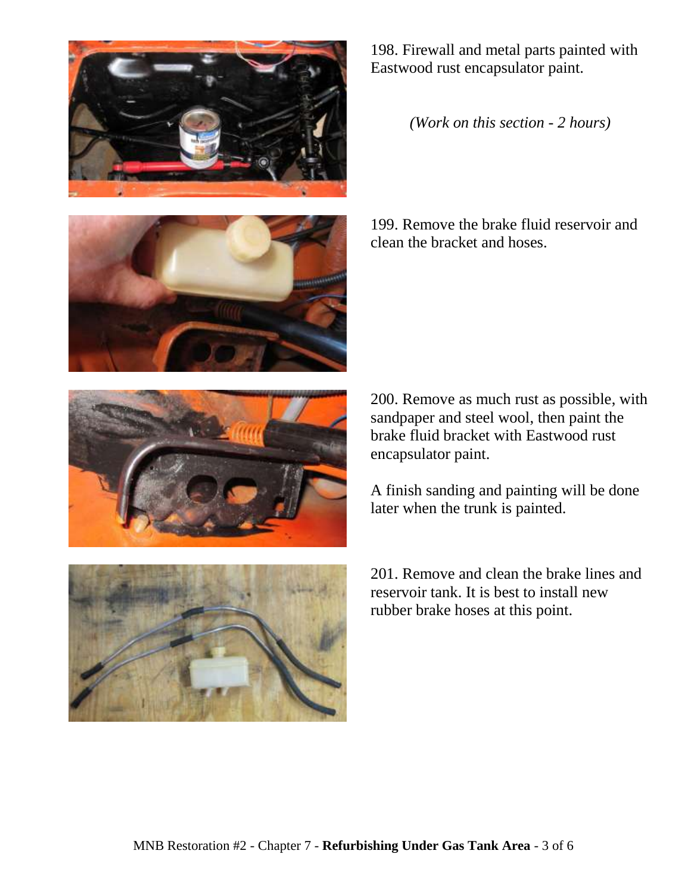198. Firewall and metal parts painted with Eastwood rust encapsulator paint.

*(Work on this section - 2 hours)*

199. Remove the brake fluid reservoir and clean the bracket and hoses.

200. Remove as much rust as possible, with sandpaper and steel wool, then paint the brake fluid bracket with Eastwood rust encapsulator paint.

A finish sanding and painting will be done later when the trunk is painted.

201. Remove and clean the brake lines and reservoir tank. It is best to install new rubber brake hoses at this point.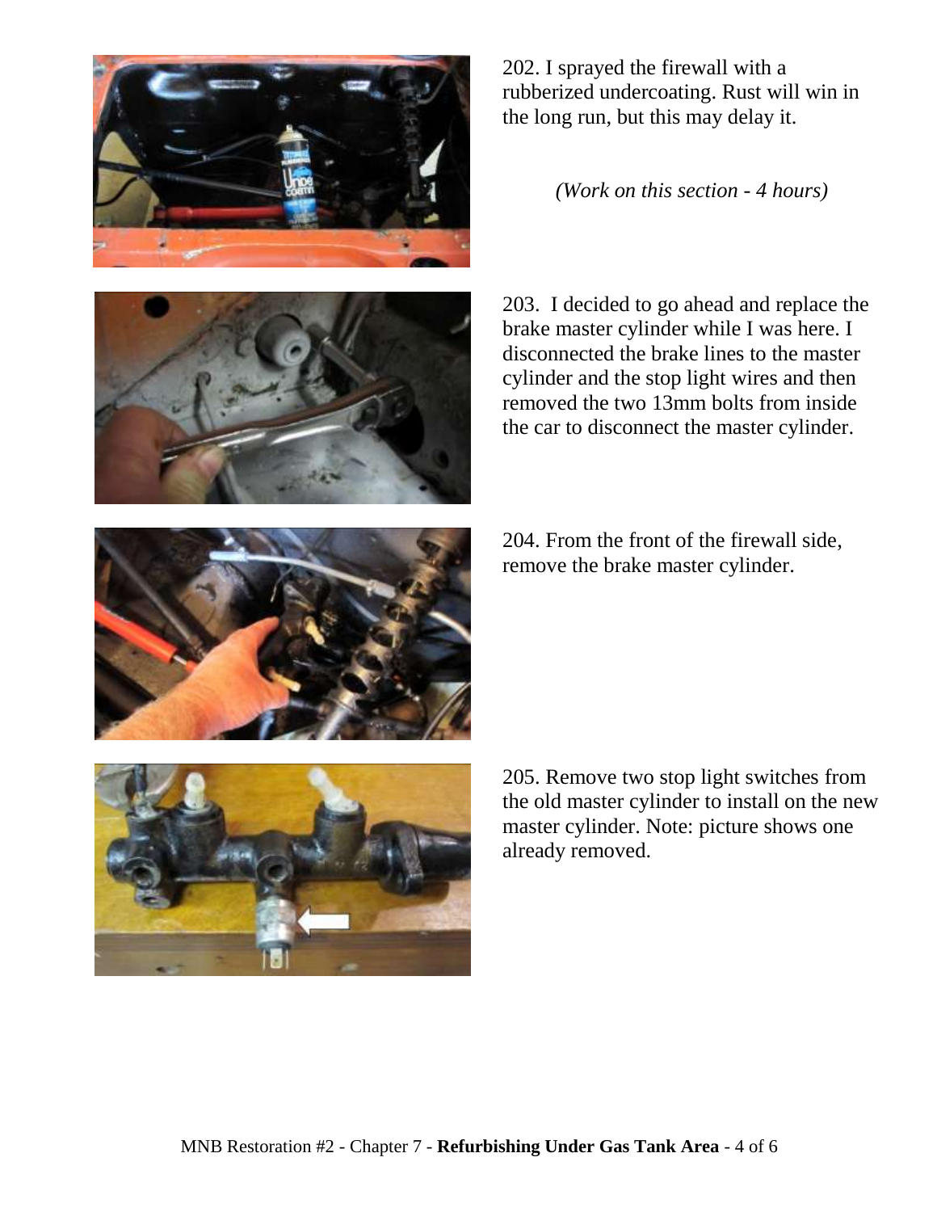202. I sprayed the firewall with a rubberized undercoating. Rust will win in the long run, but this may delay it.

*(Work on this section - 4 hours)*

203. I decided to go ahead and replace the brake master cylinder while I was here. I disconnected the brake lines to the master cylinder and the stop light wires and then removed the two 13mm bolts from inside the car to disconnect the master cylinder.

204. From the front of the firewall side, remove the brake master cylinder.

205. Remove two stop light switches from the old master cylinder to install on the new master cylinder. Note: picture shows one already removed.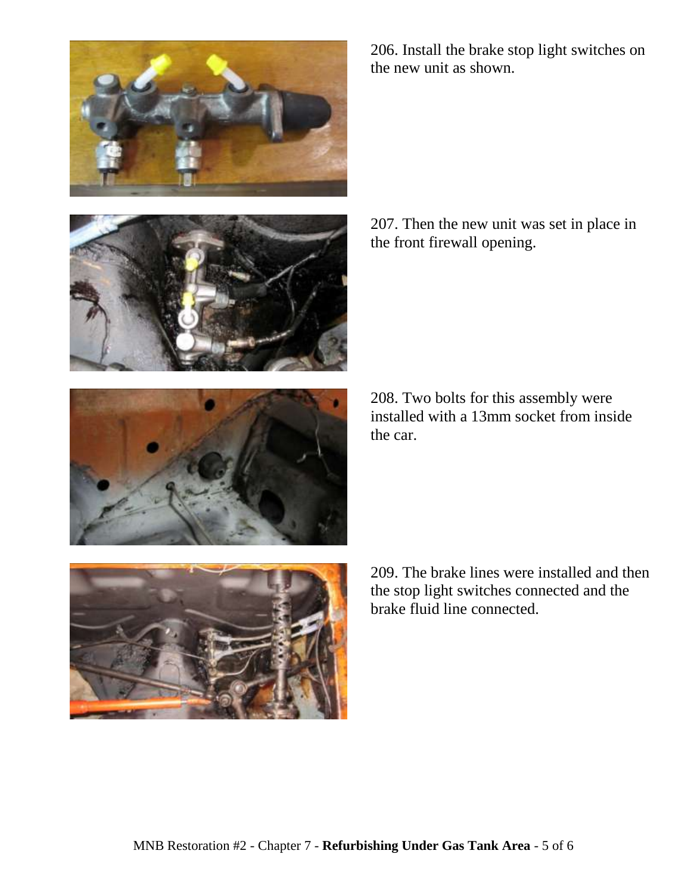206. Install the brake stop light switches on the new unit as shown.

207. Then the new unit was set in place in the front firewall opening.

208. Two bolts for this assembly were installed with a 13mm socket from inside the car.

209. The brake lines were installed and then the stop light switches connected and the brake fluid line connected.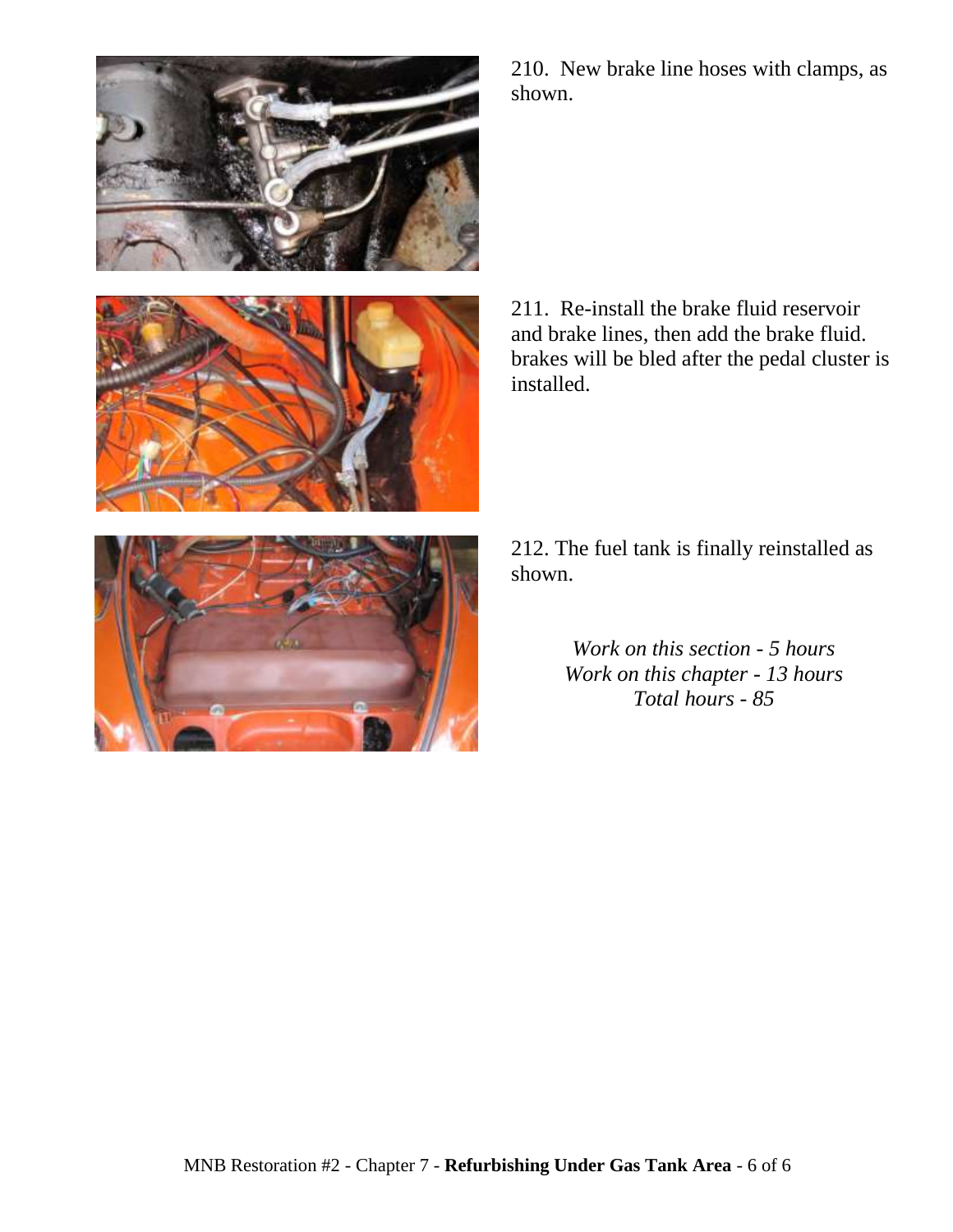210. New brake line hoses with clamps, as shown.

211. Re-install the brake fluid reservoir and brake lines, then add the brake fluid. brakes will be bled after the pedal cluster is installed.

212. The fuel tank is finally reinstalled as shown.

*Work on this section - 5 hours*
*Work on this chapter - 13 hours*
*Total hours - 85*